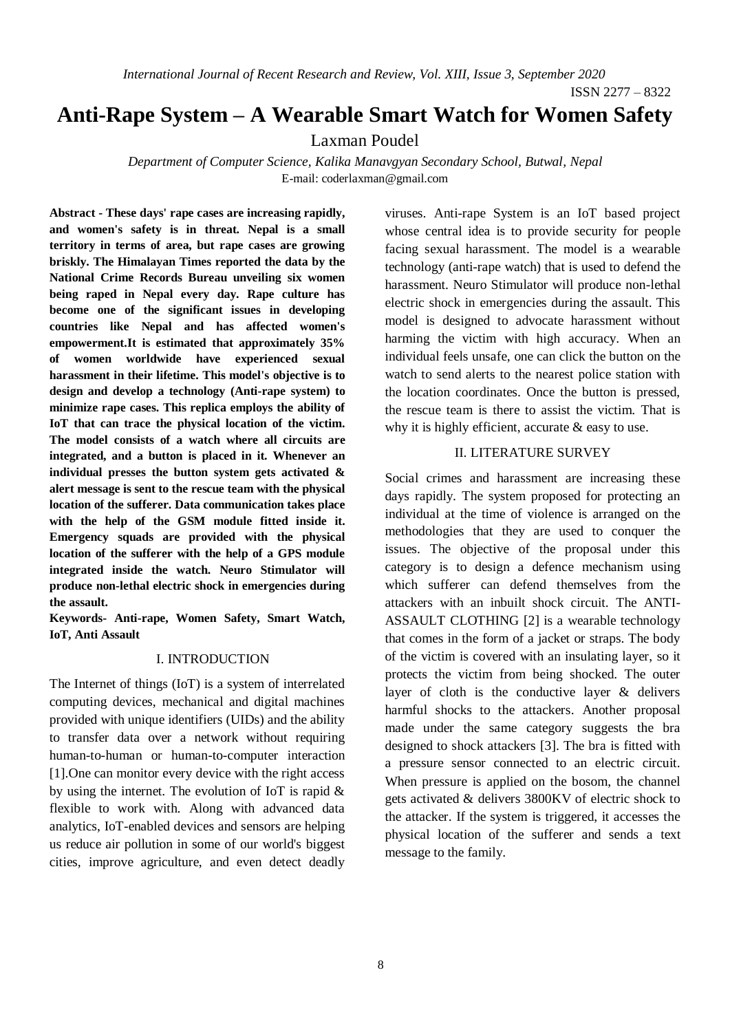# Anti-Rape System – A Wearable Smart Watch for Women Safety

Laxman Poudel

*Department of Computer Science, Kalika Manavgyan Secondary School, Butwal, Nepal*
E-mail: coderlaxman@gmail.com

**Abstract - These days' rape cases are increasing rapidly, and women's safety is in threat. Nepal is a small territory in terms of area, but rape cases are growing briskly. The Himalayan Times reported the data by the National Crime Records Bureau unveiling six women being raped in Nepal every day. Rape culture has become one of the significant issues in developing countries like Nepal and has affected women's empowerment.It is estimated that approximately 35% of women worldwide have experienced sexual harassment in their lifetime. This model's objective is to design and develop a technology (Anti-rape system) to minimize rape cases. This replica employs the ability of IoT that can trace the physical location of the victim. The model consists of a watch where all circuits are integrated, and a button is placed in it. Whenever an individual presses the button system gets activated & alert message is sent to the rescue team with the physical location of the sufferer. Data communication takes place with the help of the GSM module fitted inside it. Emergency squads are provided with the physical location of the sufferer with the help of a GPS module integrated inside the watch. Neuro Stimulator will produce non-lethal electric shock in emergencies during the assault.**

**Keywords- Anti-rape, Women Safety, Smart Watch, IoT, Anti Assault**

## I. INTRODUCTION

The Internet of things (IoT) is a system of interrelated computing devices, mechanical and digital machines provided with unique identifiers (UIDs) and the ability to transfer data over a network without requiring human-to-human or human-to-computer interaction [1].One can monitor every device with the right access by using the internet. The evolution of IoT is rapid & flexible to work with. Along with advanced data analytics, IoT-enabled devices and sensors are helping us reduce air pollution in some of our world's biggest cities, improve agriculture, and even detect deadly viruses. Anti-rape System is an IoT based project whose central idea is to provide security for people facing sexual harassment. The model is a wearable technology (anti-rape watch) that is used to defend the harassment. Neuro Stimulator will produce non-lethal electric shock in emergencies during the assault. This model is designed to advocate harassment without harming the victim with high accuracy. When an individual feels unsafe, one can click the button on the watch to send alerts to the nearest police station with the location coordinates. Once the button is pressed, the rescue team is there to assist the victim. That is why it is highly efficient, accurate & easy to use.

## II. LITERATURE SURVEY

Social crimes and harassment are increasing these days rapidly. The system proposed for protecting an individual at the time of violence is arranged on the methodologies that they are used to conquer the issues. The objective of the proposal under this category is to design a defence mechanism using which sufferer can defend themselves from the attackers with an inbuilt shock circuit. The ANTI-ASSAULT CLOTHING [2] is a wearable technology that comes in the form of a jacket or straps. The body of the victim is covered with an insulating layer, so it protects the victim from being shocked. The outer layer of cloth is the conductive layer & delivers harmful shocks to the attackers. Another proposal made under the same category suggests the bra designed to shock attackers [3]. The bra is fitted with a pressure sensor connected to an electric circuit. When pressure is applied on the bosom, the channel gets activated & delivers 3800KV of electric shock to the attacker. If the system is triggered, it accesses the physical location of the sufferer and sends a text message to the family.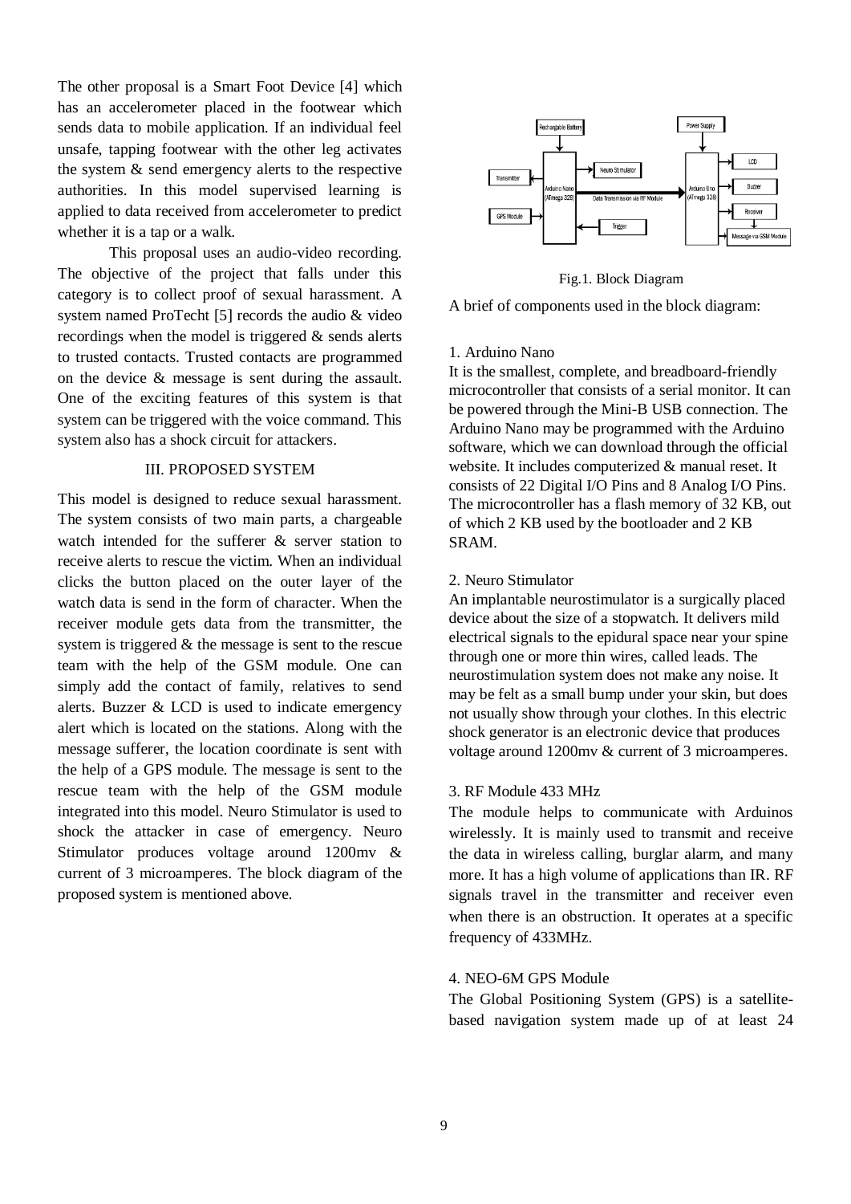The other proposal is a Smart Foot Device [4] which has an accelerometer placed in the footwear which sends data to mobile application. If an individual feel unsafe, tapping footwear with the other leg activates the system & send emergency alerts to the respective authorities. In this model supervised learning is applied to data received from accelerometer to predict whether it is a tap or a walk.

This proposal uses an audio-video recording. The objective of the project that falls under this category is to collect proof of sexual harassment. A system named ProTecht [5] records the audio & video recordings when the model is triggered & sends alerts to trusted contacts. Trusted contacts are programmed on the device & message is sent during the assault. One of the exciting features of this system is that system can be triggered with the voice command. This system also has a shock circuit for attackers.

## III. PROPOSED SYSTEM

This model is designed to reduce sexual harassment. The system consists of two main parts, a chargeable watch intended for the sufferer & server station to receive alerts to rescue the victim. When an individual clicks the button placed on the outer layer of the watch data is send in the form of character. When the receiver module gets data from the transmitter, the system is triggered & the message is sent to the rescue team with the help of the GSM module. One can simply add the contact of family, relatives to send alerts. Buzzer & LCD is used to indicate emergency alert which is located on the stations. Along with the message sufferer, the location coordinate is sent with the help of a GPS module. The message is sent to the rescue team with the help of the GSM module integrated into this model. Neuro Stimulator is used to shock the attacker in case of emergency. Neuro Stimulator produces voltage around 1200mv & current of 3 microamperes. The block diagram of the proposed system is mentioned above.

Fig.1. Block Diagram

A brief of components used in the block diagram:

1. Arduino Nano

It is the smallest, complete, and breadboard-friendly microcontroller that consists of a serial monitor. It can be powered through the Mini-B USB connection. The Arduino Nano may be programmed with the Arduino software, which we can download through the official website. It includes computerized & manual reset. It consists of 22 Digital I/O Pins and 8 Analog I/O Pins. The microcontroller has a flash memory of 32 KB, out of which 2 KB used by the bootloader and 2 KB SRAM.

2. Neuro Stimulator

An implantable neurostimulator is a surgically placed device about the size of a stopwatch. It delivers mild electrical signals to the epidural space near your spine through one or more thin wires, called leads. The neurostimulation system does not make any noise. It may be felt as a small bump under your skin, but does not usually show through your clothes. In this electric shock generator is an electronic device that produces voltage around 1200mv & current of 3 microamperes.

3. RF Module 433 MHz

The module helps to communicate with Arduinos wirelessly. It is mainly used to transmit and receive the data in wireless calling, burglar alarm, and many more. It has a high volume of applications than IR. RF signals travel in the transmitter and receiver even when there is an obstruction. It operates at a specific frequency of 433MHz.

4. NEO-6M GPS Module

The Global Positioning System (GPS) is a satellite-based navigation system made up of at least 24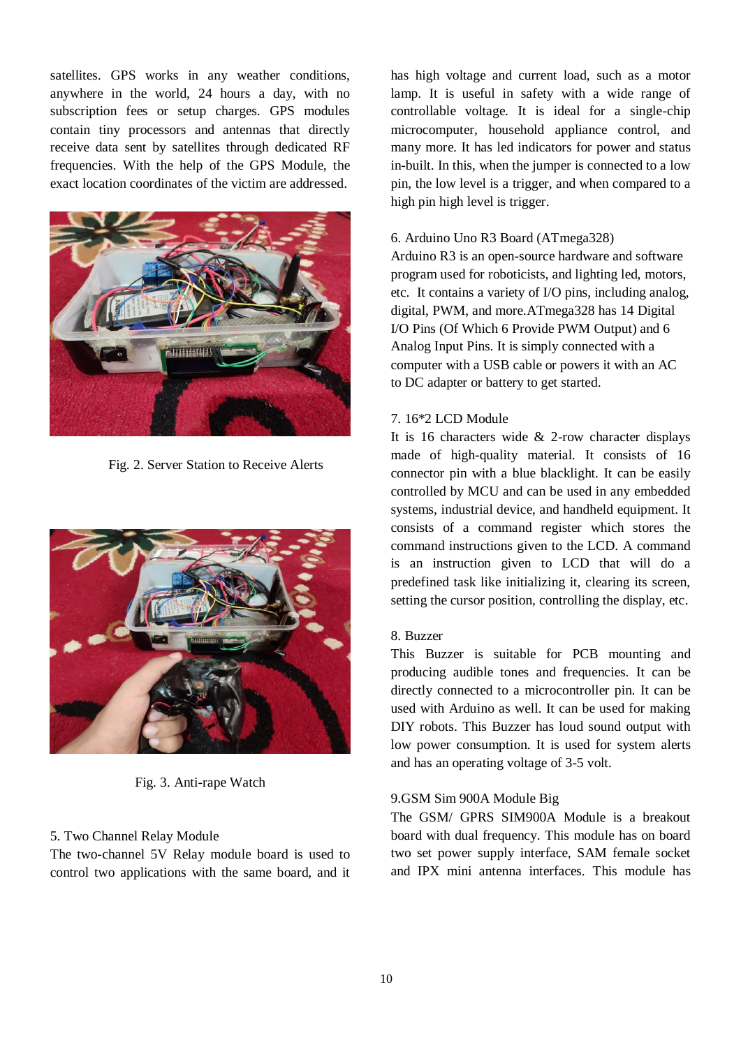satellites. GPS works in any weather conditions, anywhere in the world, 24 hours a day, with no subscription fees or setup charges. GPS modules contain tiny processors and antennas that directly receive data sent by satellites through dedicated RF frequencies. With the help of the GPS Module, the exact location coordinates of the victim are addressed.

Fig. 2. Server Station to Receive Alerts

Fig. 3. Anti-rape Watch

5. Two Channel Relay Module

The two-channel 5V Relay module board is used to control two applications with the same board, and it has high voltage and current load, such as a motor lamp. It is useful in safety with a wide range of controllable voltage. It is ideal for a single-chip microcomputer, household appliance control, and many more. It has led indicators for power and status in-built. In this, when the jumper is connected to a low pin, the low level is a trigger, and when compared to a high pin high level is trigger.

6. Arduino Uno R3 Board (ATmega328)

Arduino R3 is an open-source hardware and software program used for roboticists, and lighting led, motors, etc. It contains a variety of I/O pins, including analog, digital, PWM, and more.ATmega328 has 14 Digital I/O Pins (Of Which 6 Provide PWM Output) and 6 Analog Input Pins. It is simply connected with a computer with a USB cable or powers it with an AC to DC adapter or battery to get started.

7. 16*2 LCD Module

It is 16 characters wide & 2-row character displays made of high-quality material. It consists of 16 connector pin with a blue blacklight. It can be easily controlled by MCU and can be used in any embedded systems, industrial device, and handheld equipment. It consists of a command register which stores the command instructions given to the LCD. A command is an instruction given to LCD that will do a predefined task like initializing it, clearing its screen, setting the cursor position, controlling the display, etc.

8. Buzzer

This Buzzer is suitable for PCB mounting and producing audible tones and frequencies. It can be directly connected to a microcontroller pin. It can be used with Arduino as well. It can be used for making DIY robots. This Buzzer has loud sound output with low power consumption. It is used for system alerts and has an operating voltage of 3-5 volt.

9.GSM Sim 900A Module Big

The GSM/ GPRS SIM900A Module is a breakout board with dual frequency. This module has on board two set power supply interface, SAM female socket and IPX mini antenna interfaces. This module has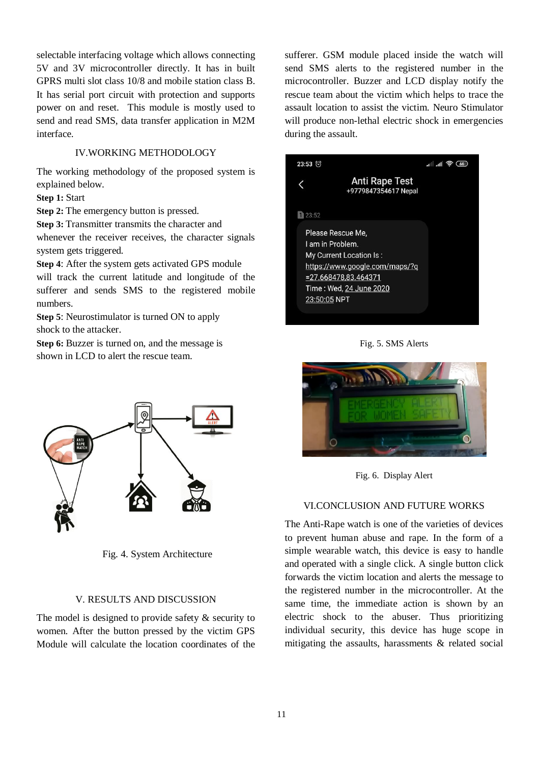selectable interfacing voltage which allows connecting 5V and 3V microcontroller directly. It has in built GPRS multi slot class 10/8 and mobile station class B. It has serial port circuit with protection and supports power on and reset. This module is mostly used to send and read SMS, data transfer application in M2M interface.

## IV. WORKING METHODOLOGY

The working methodology of the proposed system is explained below.

**Step 1:** Start

**Step 2:** The emergency button is pressed.

**Step 3:** Transmitter transmits the character and whenever the receiver receives, the character signals system gets triggered.

**Step 4**: After the system gets activated GPS module will track the current latitude and longitude of the sufferer and sends SMS to the registered mobile numbers.

**Step 5**: Neurostimulator is turned ON to apply shock to the attacker.

**Step 6:** Buzzer is turned on, and the message is shown in LCD to alert the rescue team.

Fig. 4. System Architecture

## V. RESULTS AND DISCUSSION

The model is designed to provide safety & security to women. After the button pressed by the victim GPS Module will calculate the location coordinates of the sufferer. GSM module placed inside the watch will send SMS alerts to the registered number in the microcontroller. Buzzer and LCD display notify the rescue team about the victim which helps to trace the assault location to assist the victim. Neuro Stimulator will produce non-lethal electric shock in emergencies during the assault.

Fig. 5. SMS Alerts

Fig. 6. Display Alert

## VI. CONCLUSION AND FUTURE WORKS

The Anti-Rape watch is one of the varieties of devices to prevent human abuse and rape. In the form of a simple wearable watch, this device is easy to handle and operated with a single click. A single button click forwards the victim location and alerts the message to the registered number in the microcontroller. At the same time, the immediate action is shown by an electric shock to the abuser. Thus prioritizing individual security, this device has huge scope in mitigating the assaults, harassments & related social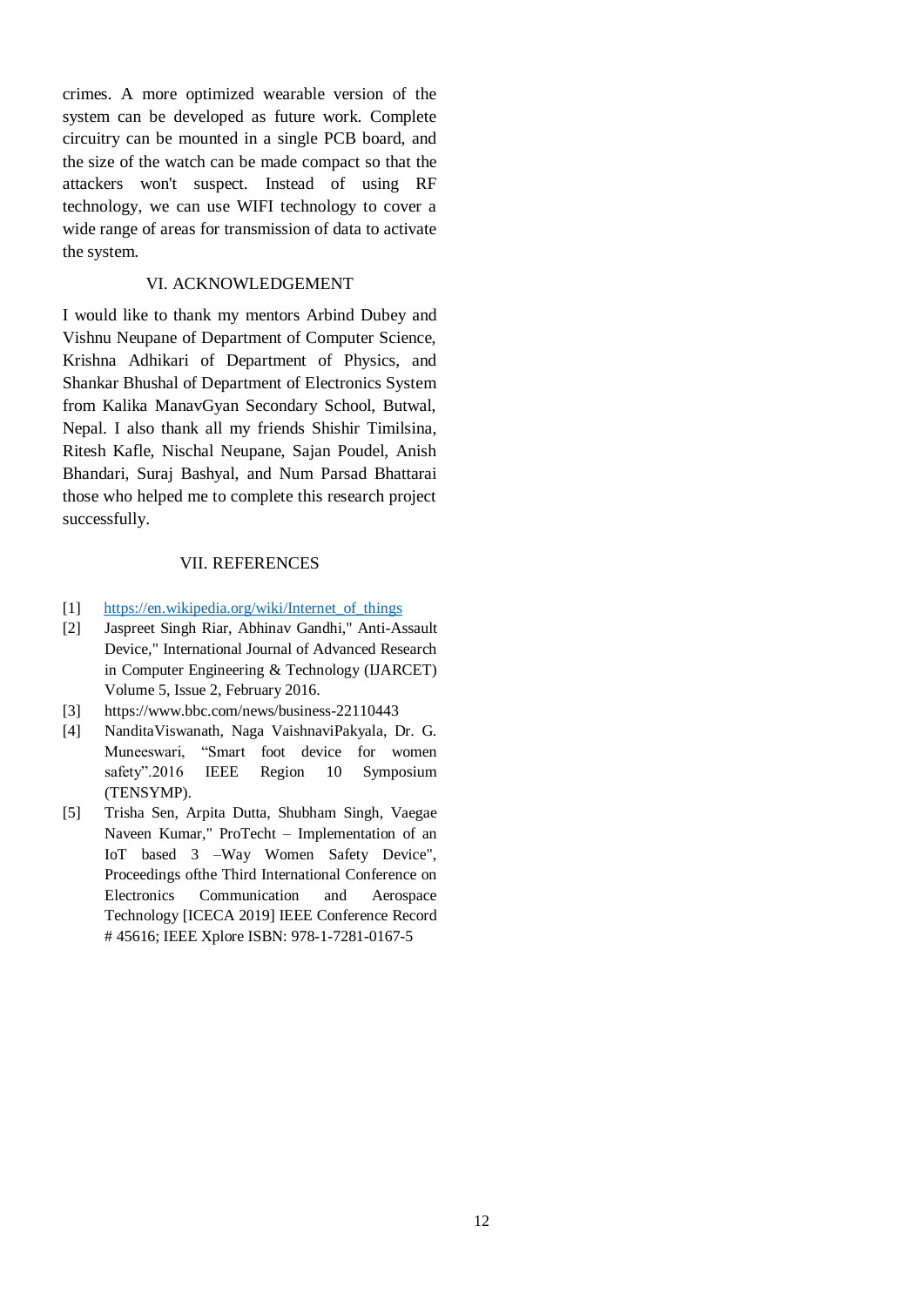crimes. A more optimized wearable version of the system can be developed as future work. Complete circuitry can be mounted in a single PCB board, and the size of the watch can be made compact so that the attackers won't suspect. Instead of using RF technology, we can use WIFI technology to cover a wide range of areas for transmission of data to activate the system.

## VI. ACKNOWLEDGEMENT

I would like to thank my mentors Arbind Dubey and Vishnu Neupane of Department of Computer Science, Krishna Adhikari of Department of Physics, and Shankar Bhushal of Department of Electronics System from Kalika ManavGyan Secondary School, Butwal, Nepal. I also thank all my friends Shishir Timilsina, Ritesh Kafle, Nischal Neupane, Sajan Poudel, Anish Bhandari, Suraj Bashyal, and Num Parsad Bhattarai those who helped me to complete this research project successfully.

## VII. REFERENCES

[1] https://en.wikipedia.org/wiki/Internet_of_things

[2] Jaspreet Singh Riar, Abhinav Gandhi," Anti-Assault Device," International Journal of Advanced Research in Computer Engineering & Technology (IJARCET) Volume 5, Issue 2, February 2016.

[3] https://www.bbc.com/news/business-22110443

[4] NanditaViswanath, Naga VaishnaviPakyala, Dr. G. Muneeswari, "Smart foot device for women safety".2016 IEEE Region 10 Symposium (TENSYMP).

[5] Trisha Sen, Arpita Dutta, Shubham Singh, Vaegae Naveen Kumar," ProTecht – Implementation of an IoT based 3 –Way Women Safety Device", Proceedings ofthe Third International Conference on Electronics Communication and Aerospace Technology [ICECA 2019] IEEE Conference Record # 45616; IEEE Xplore ISBN: 978-1-7281-0167-5